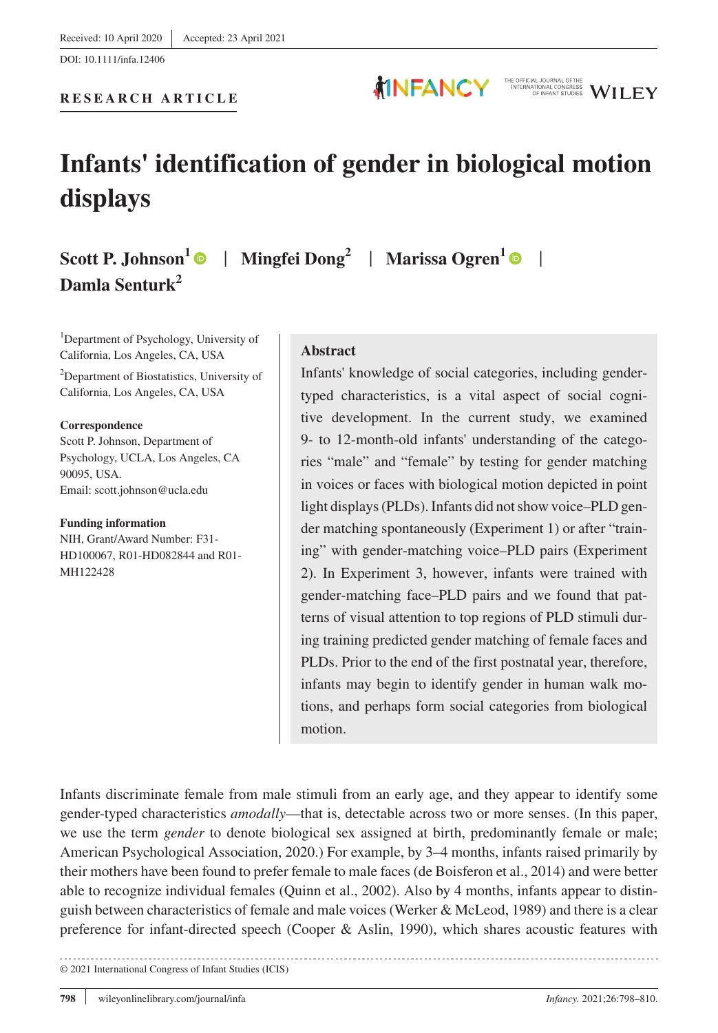Received: 10 April 2020 | Accepted: 23 April 2021

DOI: 10.1111/infa.12406

**RESEARCH ARTICLE**

# Infants' identification of gender in biological motion displays

**Scott P. Johnson**[1] | **Mingfei Dong**[2] | **Marissa Ogren**[1] | **Damla Senturk**[2]

[1]Department of Psychology, University of California, Los Angeles, CA, USA

[2]Department of Biostatistics, University of California, Los Angeles, CA, USA

**Correspondence**
Scott P. Johnson, Department of Psychology, UCLA, Los Angeles, CA 90095, USA.
Email: scott.johnson@ucla.edu

**Funding information**
NIH, Grant/Award Number: F31-HD100067, R01-HD082844 and R01-MH122428

## Abstract

Infants' knowledge of social categories, including gender-typed characteristics, is a vital aspect of social cognitive development. In the current study, we examined 9- to 12-month-old infants' understanding of the categories "male" and "female" by testing for gender matching in voices or faces with biological motion depicted in point light displays (PLDs). Infants did not show voice–PLD gender matching spontaneously (Experiment 1) or after "training" with gender-matching voice–PLD pairs (Experiment 2). In Experiment 3, however, infants were trained with gender-matching face–PLD pairs and we found that patterns of visual attention to top regions of PLD stimuli during training predicted gender matching of female faces and PLDs. Prior to the end of the first postnatal year, therefore, infants may begin to identify gender in human walk motions, and perhaps form social categories from biological motion.

Infants discriminate female from male stimuli from an early age, and they appear to identify some gender-typed characteristics *amodally*—that is, detectable across two or more senses. (In this paper, we use the term *gender* to denote biological sex assigned at birth, predominantly female or male; American Psychological Association, 2020.) For example, by 3–4 months, infants raised primarily by their mothers have been found to prefer female to male faces (de Boisferon et al., 2014) and were better able to recognize individual females (Quinn et al., 2002). Also by 4 months, infants appear to distinguish between characteristics of female and male voices (Werker & McLeod, 1989) and there is a clear preference for infant-directed speech (Cooper & Aslin, 1990), which shares acoustic features with

© 2021 International Congress of Infant Studies (ICIS)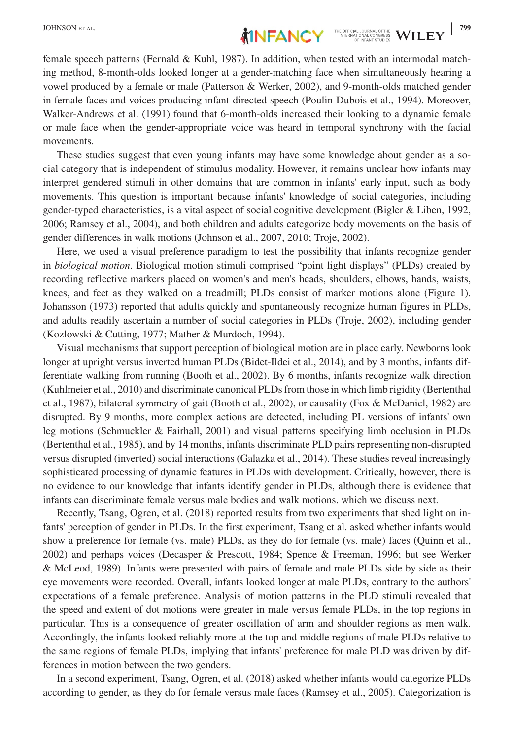female speech patterns (Fernald & Kuhl, 1987). In addition, when tested with an intermodal matching method, 8-month-olds looked longer at a gender-matching face when simultaneously hearing a vowel produced by a female or male (Patterson & Werker, 2002), and 9-month-olds matched gender in female faces and voices producing infant-directed speech (Poulin-Dubois et al., 1994). Moreover, Walker-Andrews et al. (1991) found that 6-month-olds increased their looking to a dynamic female or male face when the gender-appropriate voice was heard in temporal synchrony with the facial movements.

These studies suggest that even young infants may have some knowledge about gender as a social category that is independent of stimulus modality. However, it remains unclear how infants may interpret gendered stimuli in other domains that are common in infants' early input, such as body movements. This question is important because infants' knowledge of social categories, including gender-typed characteristics, is a vital aspect of social cognitive development (Bigler & Liben, 1992, 2006; Ramsey et al., 2004), and both children and adults categorize body movements on the basis of gender differences in walk motions (Johnson et al., 2007, 2010; Troje, 2002).

Here, we used a visual preference paradigm to test the possibility that infants recognize gender in *biological motion*. Biological motion stimuli comprised "point light displays" (PLDs) created by recording reflective markers placed on women's and men's heads, shoulders, elbows, hands, waists, knees, and feet as they walked on a treadmill; PLDs consist of marker motions alone (Figure 1). Johansson (1973) reported that adults quickly and spontaneously recognize human figures in PLDs, and adults readily ascertain a number of social categories in PLDs (Troje, 2002), including gender (Kozlowski & Cutting, 1977; Mather & Murdoch, 1994).

Visual mechanisms that support perception of biological motion are in place early. Newborns look longer at upright versus inverted human PLDs (Bidet-Ildei et al., 2014), and by 3 months, infants differentiate walking from running (Booth et al., 2002). By 6 months, infants recognize walk direction (Kuhlmeier et al., 2010) and discriminate canonical PLDs from those in which limb rigidity (Bertenthal et al., 1987), bilateral symmetry of gait (Booth et al., 2002), or causality (Fox & McDaniel, 1982) are disrupted. By 9 months, more complex actions are detected, including PL versions of infants' own leg motions (Schmuckler & Fairhall, 2001) and visual patterns specifying limb occlusion in PLDs (Bertenthal et al., 1985), and by 14 months, infants discriminate PLD pairs representing non-disrupted versus disrupted (inverted) social interactions (Galazka et al., 2014). These studies reveal increasingly sophisticated processing of dynamic features in PLDs with development. Critically, however, there is no evidence to our knowledge that infants identify gender in PLDs, although there is evidence that infants can discriminate female versus male bodies and walk motions, which we discuss next.

Recently, Tsang, Ogren, et al. (2018) reported results from two experiments that shed light on infants' perception of gender in PLDs. In the first experiment, Tsang et al. asked whether infants would show a preference for female (vs. male) PLDs, as they do for female (vs. male) faces (Quinn et al., 2002) and perhaps voices (Decasper & Prescott, 1984; Spence & Freeman, 1996; but see Werker & McLeod, 1989). Infants were presented with pairs of female and male PLDs side by side as their eye movements were recorded. Overall, infants looked longer at male PLDs, contrary to the authors' expectations of a female preference. Analysis of motion patterns in the PLD stimuli revealed that the speed and extent of dot motions were greater in male versus female PLDs, in the top regions in particular. This is a consequence of greater oscillation of arm and shoulder regions as men walk. Accordingly, the infants looked reliably more at the top and middle regions of male PLDs relative to the same regions of female PLDs, implying that infants' preference for male PLD was driven by differences in motion between the two genders.

In a second experiment, Tsang, Ogren, et al. (2018) asked whether infants would categorize PLDs according to gender, as they do for female versus male faces (Ramsey et al., 2005). Categorization is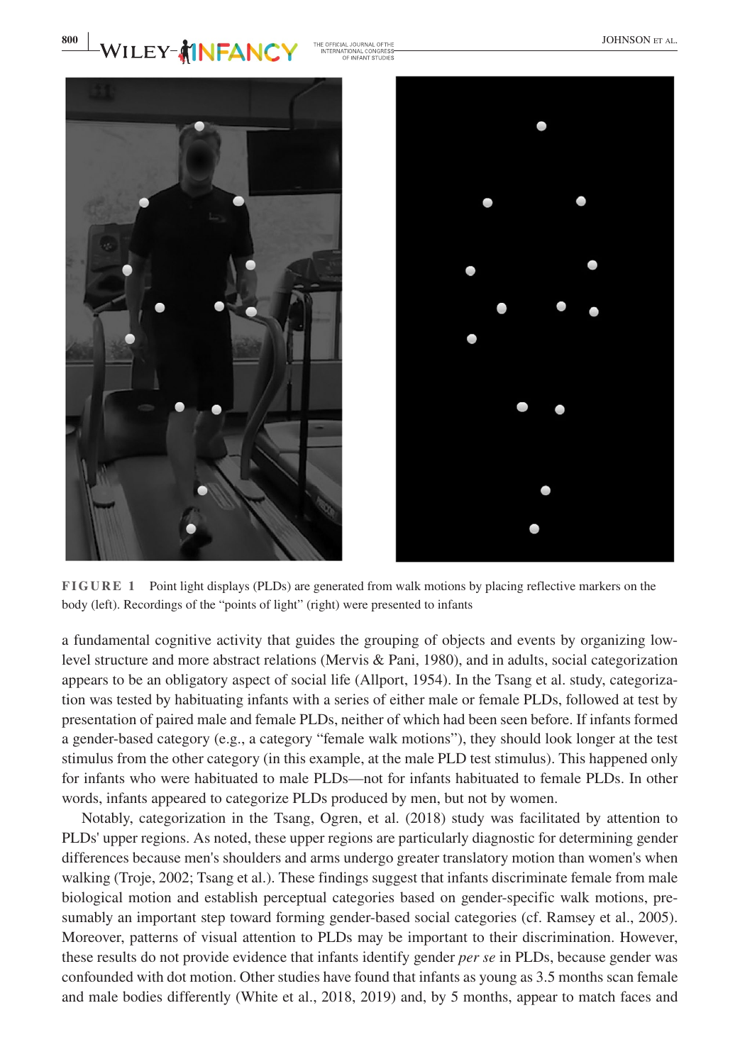**FIGURE 1** Point light displays (PLDs) are generated from walk motions by placing reflective markers on the body (left). Recordings of the "points of light" (right) were presented to infants

a fundamental cognitive activity that guides the grouping of objects and events by organizing low-level structure and more abstract relations (Mervis & Pani, 1980), and in adults, social categorization appears to be an obligatory aspect of social life (Allport, 1954). In the Tsang et al. study, categorization was tested by habituating infants with a series of either male or female PLDs, followed at test by presentation of paired male and female PLDs, neither of which had been seen before. If infants formed a gender-based category (e.g., a category "female walk motions"), they should look longer at the test stimulus from the other category (in this example, at the male PLD test stimulus). This happened only for infants who were habituated to male PLDs—not for infants habituated to female PLDs. In other words, infants appeared to categorize PLDs produced by men, but not by women.

Notably, categorization in the Tsang, Ogren, et al. (2018) study was facilitated by attention to PLDs' upper regions. As noted, these upper regions are particularly diagnostic for determining gender differences because men's shoulders and arms undergo greater translatory motion than women's when walking (Troje, 2002; Tsang et al.). These findings suggest that infants discriminate female from male biological motion and establish perceptual categories based on gender-specific walk motions, presumably an important step toward forming gender-based social categories (cf. Ramsey et al., 2005). Moreover, patterns of visual attention to PLDs may be important to their discrimination. However, these results do not provide evidence that infants identify gender *per se* in PLDs, because gender was confounded with dot motion. Other studies have found that infants as young as 3.5 months scan female and male bodies differently (White et al., 2018, 2019) and, by 5 months, appear to match faces and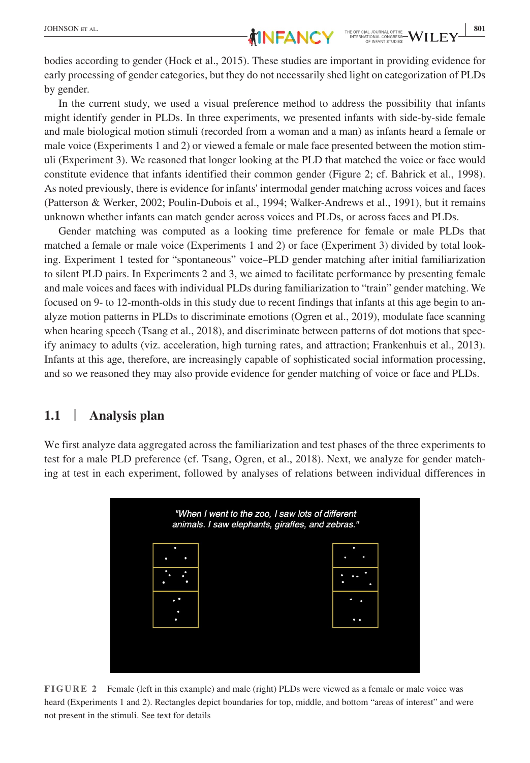bodies according to gender (Hock et al., 2015). These studies are important in providing evidence for early processing of gender categories, but they do not necessarily shed light on categorization of PLDs by gender.

In the current study, we used a visual preference method to address the possibility that infants might identify gender in PLDs. In three experiments, we presented infants with side-by-side female and male biological motion stimuli (recorded from a woman and a man) as infants heard a female or male voice (Experiments 1 and 2) or viewed a female or male face presented between the motion stimuli (Experiment 3). We reasoned that longer looking at the PLD that matched the voice or face would constitute evidence that infants identified their common gender (Figure 2; cf. Bahrick et al., 1998). As noted previously, there is evidence for infants' intermodal gender matching across voices and faces (Patterson & Werker, 2002; Poulin-Dubois et al., 1994; Walker-Andrews et al., 1991), but it remains unknown whether infants can match gender across voices and PLDs, or across faces and PLDs.

Gender matching was computed as a looking time preference for female or male PLDs that matched a female or male voice (Experiments 1 and 2) or face (Experiment 3) divided by total looking. Experiment 1 tested for "spontaneous" voice–PLD gender matching after initial familiarization to silent PLD pairs. In Experiments 2 and 3, we aimed to facilitate performance by presenting female and male voices and faces with individual PLDs during familiarization to "train" gender matching. We focused on 9- to 12-month-olds in this study due to recent findings that infants at this age begin to analyze motion patterns in PLDs to discriminate emotions (Ogren et al., 2019), modulate face scanning when hearing speech (Tsang et al., 2018), and discriminate between patterns of dot motions that specify animacy to adults (viz. acceleration, high turning rates, and attraction; Frankenhuis et al., 2013). Infants at this age, therefore, are increasingly capable of sophisticated social information processing, and so we reasoned they may also provide evidence for gender matching of voice or face and PLDs.

## 1.1 | Analysis plan

We first analyze data aggregated across the familiarization and test phases of the three experiments to test for a male PLD preference (cf. Tsang, Ogren, et al., 2018). Next, we analyze for gender matching at test in each experiment, followed by analyses of relations between individual differences in

"When I went to the zoo, I saw lots of different animals. I saw elephants, giraffes, and zebras."

**FIGURE 2** Female (left in this example) and male (right) PLDs were viewed as a female or male voice was heard (Experiments 1 and 2). Rectangles depict boundaries for top, middle, and bottom "areas of interest" and were not present in the stimuli. See text for details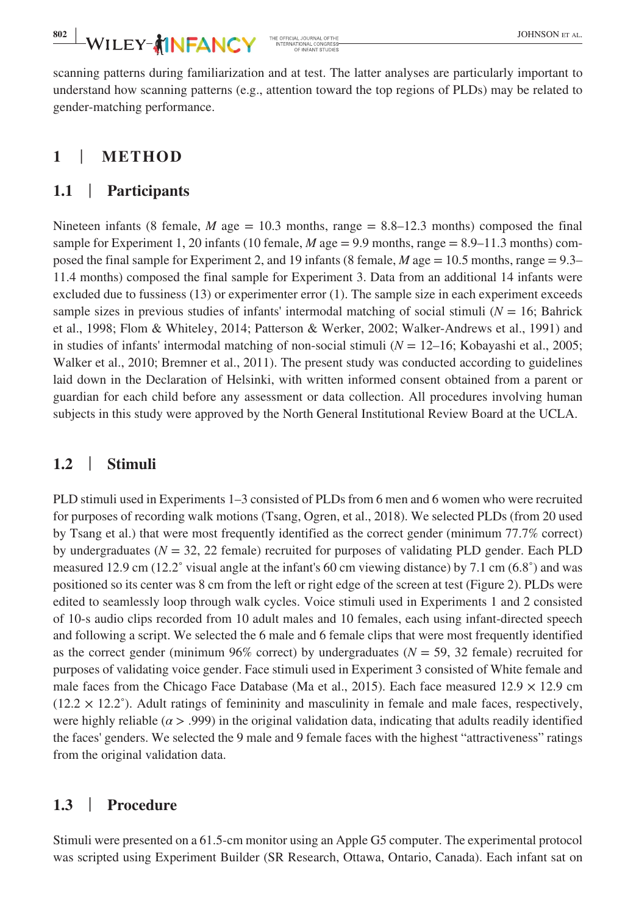scanning patterns during familiarization and at test. The latter analyses are particularly important to understand how scanning patterns (e.g., attention toward the top regions of PLDs) may be related to gender-matching performance.

# 1 | METHOD

## 1.1 | Participants

Nineteen infants (8 female, *M* age = 10.3 months, range = 8.8–12.3 months) composed the final sample for Experiment 1, 20 infants (10 female, *M* age = 9.9 months, range = 8.9–11.3 months) composed the final sample for Experiment 2, and 19 infants (8 female, *M* age = 10.5 months, range = 9.3–11.4 months) composed the final sample for Experiment 3. Data from an additional 14 infants were excluded due to fussiness (13) or experimenter error (1). The sample size in each experiment exceeds sample sizes in previous studies of infants' intermodal matching of social stimuli (*N* = 16; Bahrick et al., 1998; Flom & Whiteley, 2014; Patterson & Werker, 2002; Walker-Andrews et al., 1991) and in studies of infants' intermodal matching of non-social stimuli (*N* = 12–16; Kobayashi et al., 2005; Walker et al., 2010; Bremner et al., 2011). The present study was conducted according to guidelines laid down in the Declaration of Helsinki, with written informed consent obtained from a parent or guardian for each child before any assessment or data collection. All procedures involving human subjects in this study were approved by the North General Institutional Review Board at the UCLA.

## 1.2 | Stimuli

PLD stimuli used in Experiments 1–3 consisted of PLDs from 6 men and 6 women who were recruited for purposes of recording walk motions (Tsang, Ogren, et al., 2018). We selected PLDs (from 20 used by Tsang et al.) that were most frequently identified as the correct gender (minimum 77.7% correct) by undergraduates (*N* = 32, 22 female) recruited for purposes of validating PLD gender. Each PLD measured 12.9 cm (12.2° visual angle at the infant's 60 cm viewing distance) by 7.1 cm (6.8°) and was positioned so its center was 8 cm from the left or right edge of the screen at test (Figure 2). PLDs were edited to seamlessly loop through walk cycles. Voice stimuli used in Experiments 1 and 2 consisted of 10-s audio clips recorded from 10 adult males and 10 females, each using infant-directed speech and following a script. We selected the 6 male and 6 female clips that were most frequently identified as the correct gender (minimum 96% correct) by undergraduates (*N* = 59, 32 female) recruited for purposes of validating voice gender. Face stimuli used in Experiment 3 consisted of White female and male faces from the Chicago Face Database (Ma et al., 2015). Each face measured 12.9 × 12.9 cm (12.2 × 12.2°). Adult ratings of femininity and masculinity in female and male faces, respectively, were highly reliable ($\alpha > .999$) in the original validation data, indicating that adults readily identified the faces' genders. We selected the 9 male and 9 female faces with the highest "attractiveness" ratings from the original validation data.

## 1.3 | Procedure

Stimuli were presented on a 61.5-cm monitor using an Apple G5 computer. The experimental protocol was scripted using Experiment Builder (SR Research, Ottawa, Ontario, Canada). Each infant sat on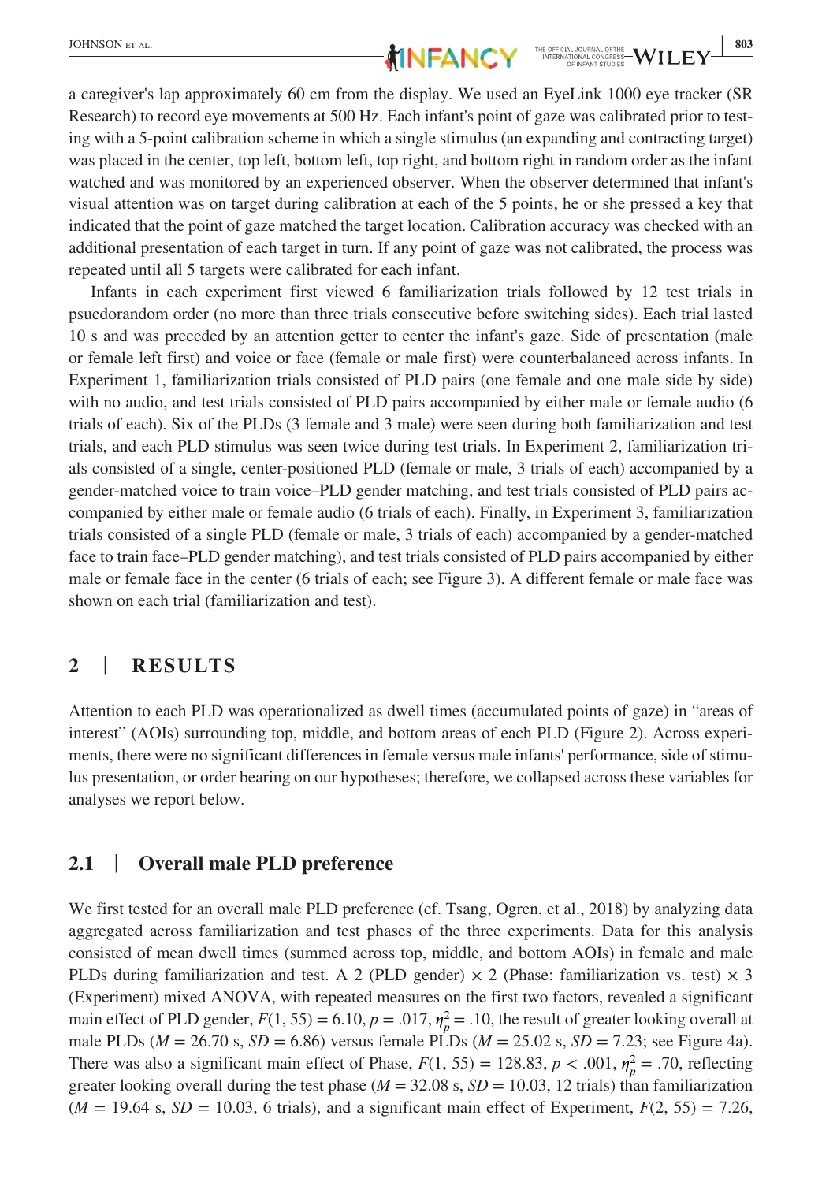a caregiver's lap approximately 60 cm from the display. We used an EyeLink 1000 eye tracker (SR Research) to record eye movements at 500 Hz. Each infant's point of gaze was calibrated prior to testing with a 5-point calibration scheme in which a single stimulus (an expanding and contracting target) was placed in the center, top left, bottom left, top right, and bottom right in random order as the infant watched and was monitored by an experienced observer. When the observer determined that infant's visual attention was on target during calibration at each of the 5 points, he or she pressed a key that indicated that the point of gaze matched the target location. Calibration accuracy was checked with an additional presentation of each target in turn. If any point of gaze was not calibrated, the process was repeated until all 5 targets were calibrated for each infant.

Infants in each experiment first viewed 6 familiarization trials followed by 12 test trials in psuedorandom order (no more than three trials consecutive before switching sides). Each trial lasted 10 s and was preceded by an attention getter to center the infant's gaze. Side of presentation (male or female left first) and voice or face (female or male first) were counterbalanced across infants. In Experiment 1, familiarization trials consisted of PLD pairs (one female and one male side by side) with no audio, and test trials consisted of PLD pairs accompanied by either male or female audio (6 trials of each). Six of the PLDs (3 female and 3 male) were seen during both familiarization and test trials, and each PLD stimulus was seen twice during test trials. In Experiment 2, familiarization trials consisted of a single, center-positioned PLD (female or male, 3 trials of each) accompanied by a gender-matched voice to train voice–PLD gender matching, and test trials consisted of PLD pairs accompanied by either male or female audio (6 trials of each). Finally, in Experiment 3, familiarization trials consisted of a single PLD (female or male, 3 trials of each) accompanied by a gender-matched face to train face–PLD gender matching), and test trials consisted of PLD pairs accompanied by either male or female face in the center (6 trials of each; see Figure 3). A different female or male face was shown on each trial (familiarization and test).

## 2 | RESULTS

Attention to each PLD was operationalized as dwell times (accumulated points of gaze) in "areas of interest" (AOIs) surrounding top, middle, and bottom areas of each PLD (Figure 2). Across experiments, there were no significant differences in female versus male infants' performance, side of stimulus presentation, or order bearing on our hypotheses; therefore, we collapsed across these variables for analyses we report below.

### 2.1 | Overall male PLD preference

We first tested for an overall male PLD preference (cf. Tsang, Ogren, et al., 2018) by analyzing data aggregated across familiarization and test phases of the three experiments. Data for this analysis consisted of mean dwell times (summed across top, middle, and bottom AOIs) in female and male PLDs during familiarization and test. A 2 (PLD gender) × 2 (Phase: familiarization vs. test) × 3 (Experiment) mixed ANOVA, with repeated measures on the first two factors, revealed a significant main effect of PLD gender, $F(1, 55) = 6.10$, $p = .017$, $\eta_p^2 = .10$, the result of greater looking overall at male PLDs ($M = 26.70$ s, $SD = 6.86$) versus female PLDs ($M = 25.02$ s, $SD = 7.23$; see Figure 4a). There was also a significant main effect of Phase, $F(1, 55) = 128.83$, $p < .001$, $\eta_p^2 = .70$, reflecting greater looking overall during the test phase ($M = 32.08$ s, $SD = 10.03$, 12 trials) than familiarization ($M = 19.64$ s, $SD = 10.03$, 6 trials), and a significant main effect of Experiment, $F(2, 55) = 7.26$,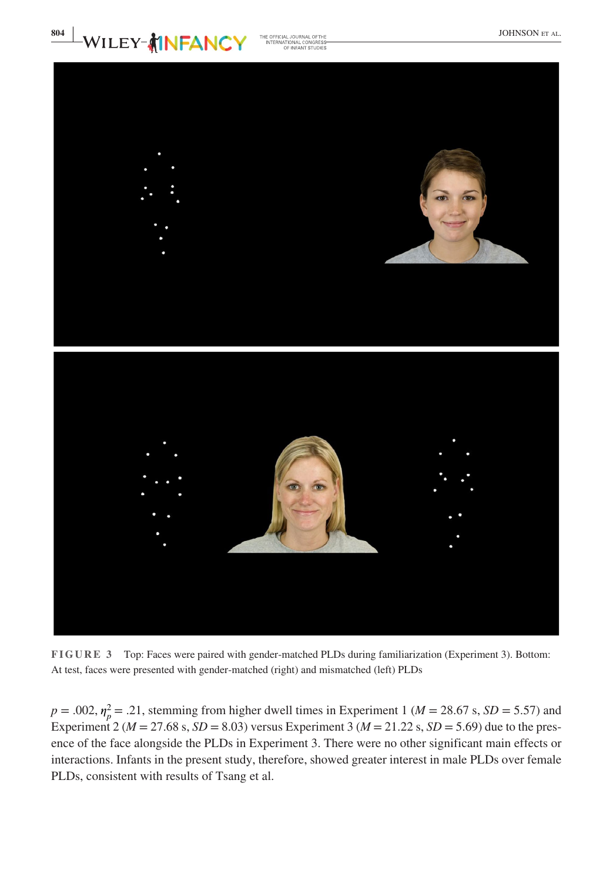**FIGURE 3** Top: Faces were paired with gender-matched PLDs during familiarization (Experiment 3). Bottom: At test, faces were presented with gender-matched (right) and mismatched (left) PLDs

$p = .002$, $\eta_p^2 = .21$, stemming from higher dwell times in Experiment 1 ($M = 28.67$ s, $SD = 5.57$) and Experiment 2 ($M = 27.68$ s, $SD = 8.03$) versus Experiment 3 ($M = 21.22$ s, $SD = 5.69$) due to the presence of the face alongside the PLDs in Experiment 3. There were no other significant main effects or interactions. Infants in the present study, therefore, showed greater interest in male PLDs over female PLDs, consistent with results of Tsang et al.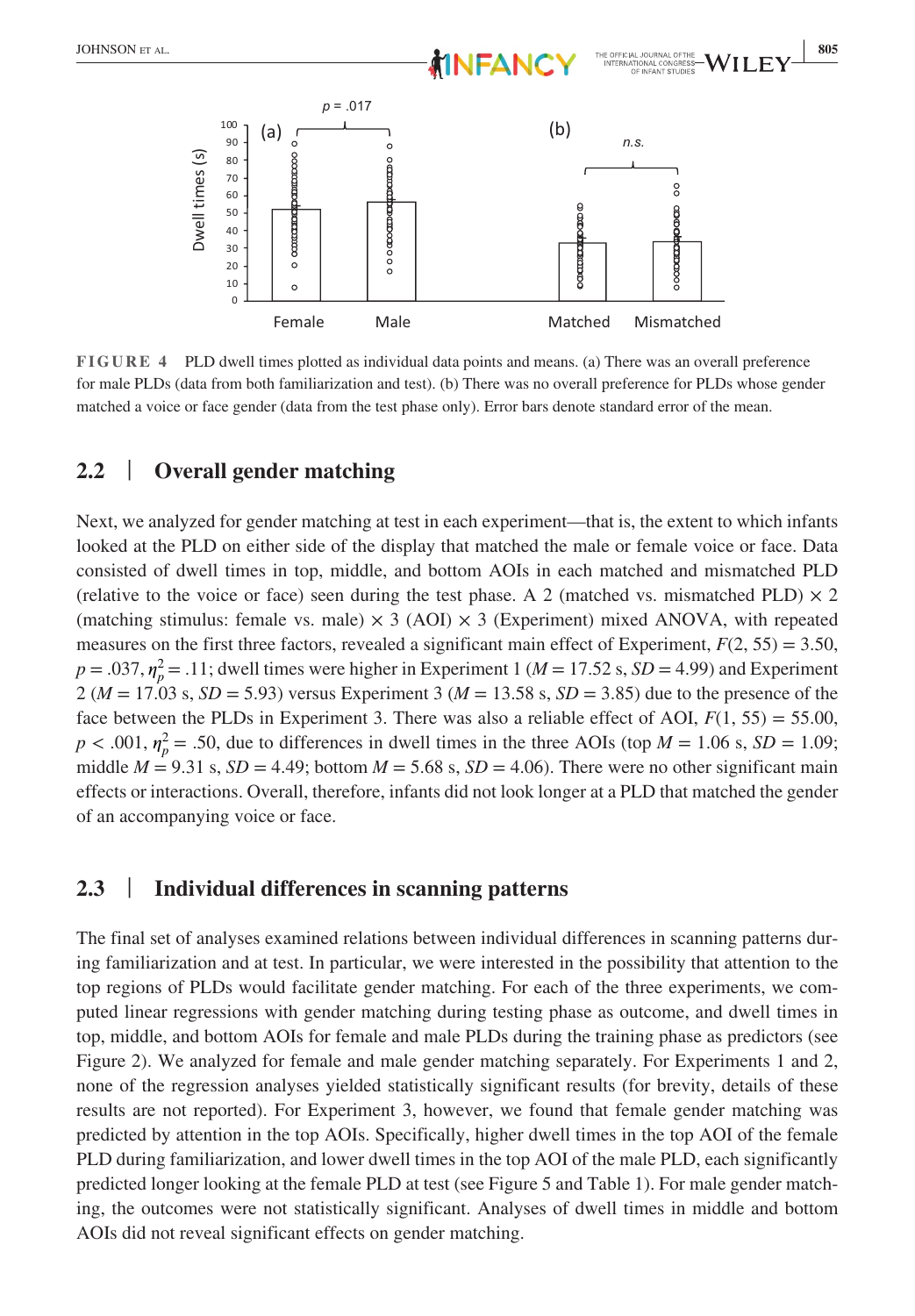FIGURE 4 PLD dwell times plotted as individual data points and means. (a) There was an overall preference for male PLDs (data from both familiarization and test). (b) There was no overall preference for PLDs whose gender matched a voice or face gender (data from the test phase only). Error bars denote standard error of the mean.

## 2.2 | Overall gender matching

Next, we analyzed for gender matching at test in each experiment—that is, the extent to which infants looked at the PLD on either side of the display that matched the male or female voice or face. Data consisted of dwell times in top, middle, and bottom AOIs in each matched and mismatched PLD (relative to the voice or face) seen during the test phase. A 2 (matched vs. mismatched PLD) × 2 (matching stimulus: female vs. male) × 3 (AOI) × 3 (Experiment) mixed ANOVA, with repeated measures on the first three factors, revealed a significant main effect of Experiment, $F(2, 55) = 3.50$, $p = .037$, $\eta_p^2 = .11$; dwell times were higher in Experiment 1 ($M = 17.52$ s, $SD = 4.99$) and Experiment 2 ($M = 17.03$ s, $SD = 5.93$) versus Experiment 3 ($M = 13.58$ s, $SD = 3.85$) due to the presence of the face between the PLDs in Experiment 3. There was also a reliable effect of AOI, $F(1, 55) = 55.00$, $p < .001$, $\eta_p^2 = .50$, due to differences in dwell times in the three AOIs (top $M = 1.06$ s, $SD = 1.09$; middle $M = 9.31$ s, $SD = 4.49$; bottom $M = 5.68$ s, $SD = 4.06$). There were no other significant main effects or interactions. Overall, therefore, infants did not look longer at a PLD that matched the gender of an accompanying voice or face.

## 2.3 | Individual differences in scanning patterns

The final set of analyses examined relations between individual differences in scanning patterns during familiarization and at test. In particular, we were interested in the possibility that attention to the top regions of PLDs would facilitate gender matching. For each of the three experiments, we computed linear regressions with gender matching during testing phase as outcome, and dwell times in top, middle, and bottom AOIs for female and male PLDs during the training phase as predictors (see Figure 2). We analyzed for female and male gender matching separately. For Experiments 1 and 2, none of the regression analyses yielded statistically significant results (for brevity, details of these results are not reported). For Experiment 3, however, we found that female gender matching was predicted by attention in the top AOIs. Specifically, higher dwell times in the top AOI of the female PLD during familiarization, and lower dwell times in the top AOI of the male PLD, each significantly predicted longer looking at the female PLD at test (see Figure 5 and Table 1). For male gender matching, the outcomes were not statistically significant. Analyses of dwell times in middle and bottom AOIs did not reveal significant effects on gender matching.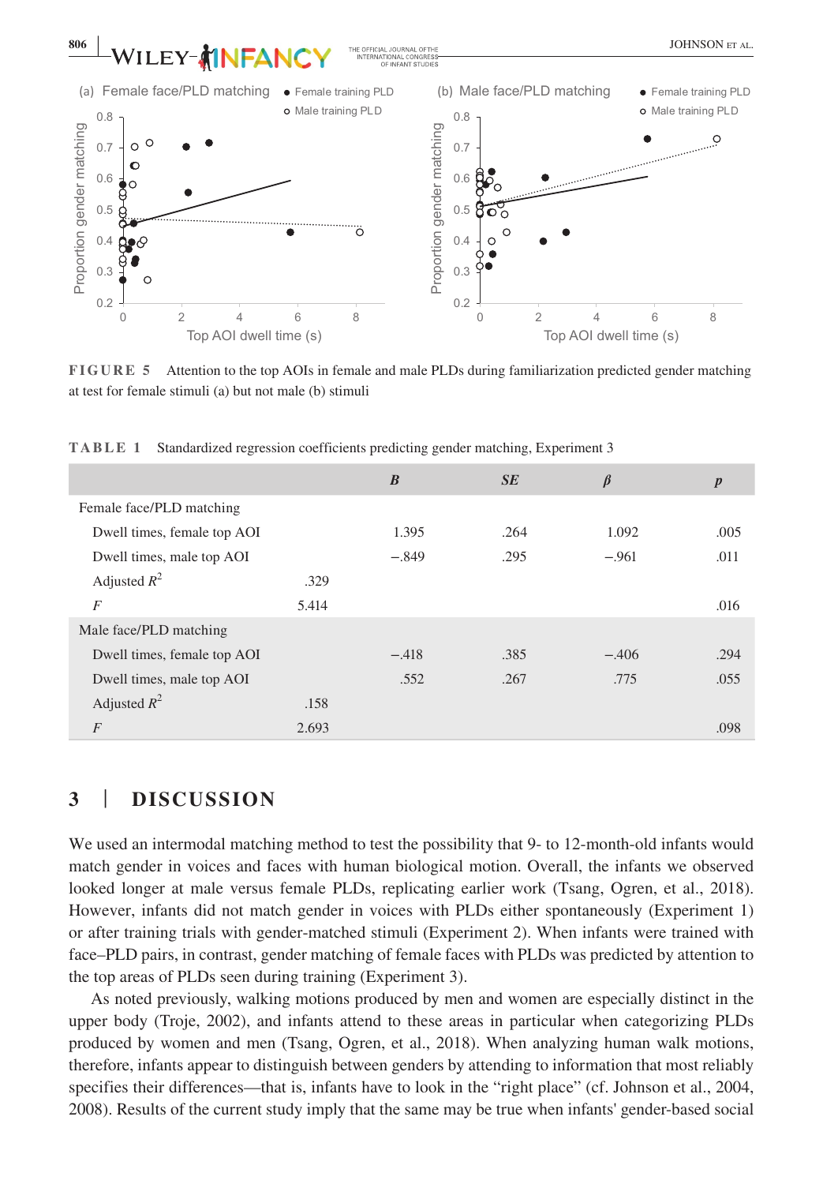**FIGURE 5** Attention to the top AOIs in female and male PLDs during familiarization predicted gender matching at test for female stimuli (a) but not male (b) stimuli

**TABLE 1** Standardized regression coefficients predicting gender matching, Experiment 3

| | | *B* | *SE* | *β* | *p* |
|---|---|---|---|---|---|
| Female face/PLD matching | | | | | |
| Dwell times, female top AOI | | 1.395 | .264 | 1.092 | .005 |
| Dwell times, male top AOI | | −.849 | .295 | −.961 | .011 |
| Adjusted $R^2$ | .329 | | | | |
| *F* | 5.414 | | | | .016 |
| Male face/PLD matching | | | | | |
| Dwell times, female top AOI | | −.418 | .385 | −.406 | .294 |
| Dwell times, male top AOI | | .552 | .267 | .775 | .055 |
| Adjusted $R^2$ | .158 | | | | |
| *F* | 2.693 | | | | .098 |

## 3 | DISCUSSION

We used an intermodal matching method to test the possibility that 9- to 12-month-old infants would match gender in voices and faces with human biological motion. Overall, the infants we observed looked longer at male versus female PLDs, replicating earlier work (Tsang, Ogren, et al., 2018). However, infants did not match gender in voices with PLDs either spontaneously (Experiment 1) or after training trials with gender-matched stimuli (Experiment 2). When infants were trained with face–PLD pairs, in contrast, gender matching of female faces with PLDs was predicted by attention to the top areas of PLDs seen during training (Experiment 3).

As noted previously, walking motions produced by men and women are especially distinct in the upper body (Troje, 2002), and infants attend to these areas in particular when categorizing PLDs produced by women and men (Tsang, Ogren, et al., 2018). When analyzing human walk motions, therefore, infants appear to distinguish between genders by attending to information that most reliably specifies their differences—that is, infants have to look in the "right place" (cf. Johnson et al., 2004, 2008). Results of the current study imply that the same may be true when infants' gender-based social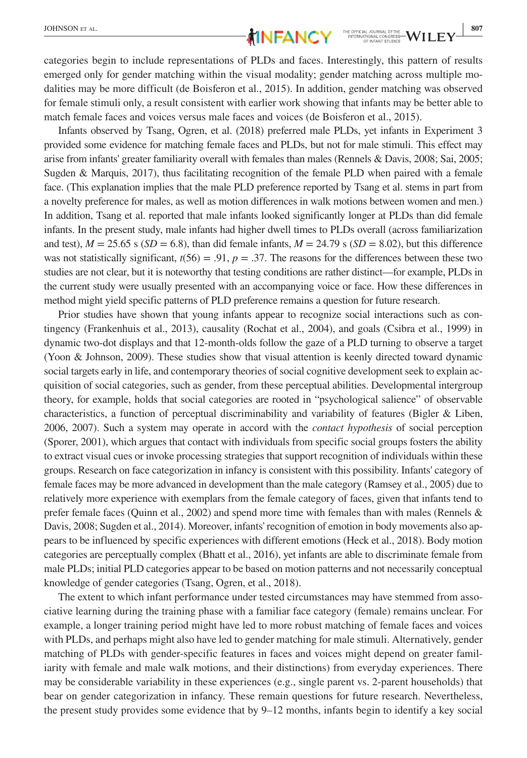categories begin to include representations of PLDs and faces. Interestingly, this pattern of results emerged only for gender matching within the visual modality; gender matching across multiple modalities may be more difficult (de Boisferon et al., 2015). In addition, gender matching was observed for female stimuli only, a result consistent with earlier work showing that infants may be better able to match female faces and voices versus male faces and voices (de Boisferon et al., 2015).

Infants observed by Tsang, Ogren, et al. (2018) preferred male PLDs, yet infants in Experiment 3 provided some evidence for matching female faces and PLDs, but not for male stimuli. This effect may arise from infants' greater familiarity overall with females than males (Rennels & Davis, 2008; Sai, 2005; Sugden & Marquis, 2017), thus facilitating recognition of the female PLD when paired with a female face. (This explanation implies that the male PLD preference reported by Tsang et al. stems in part from a novelty preference for males, as well as motion differences in walk motions between women and men.) In addition, Tsang et al. reported that male infants looked significantly longer at PLDs than did female infants. In the present study, male infants had higher dwell times to PLDs overall (across familiarization and test), $M = 25.65$ s ($SD = 6.8$), than did female infants, $M = 24.79$ s ($SD = 8.02$), but this difference was not statistically significant, $t(56) = .91$, $p = .37$. The reasons for the differences between these two studies are not clear, but it is noteworthy that testing conditions are rather distinct—for example, PLDs in the current study were usually presented with an accompanying voice or face. How these differences in method might yield specific patterns of PLD preference remains a question for future research.

Prior studies have shown that young infants appear to recognize social interactions such as contingency (Frankenhuis et al., 2013), causality (Rochat et al., 2004), and goals (Csibra et al., 1999) in dynamic two-dot displays and that 12-month-olds follow the gaze of a PLD turning to observe a target (Yoon & Johnson, 2009). These studies show that visual attention is keenly directed toward dynamic social targets early in life, and contemporary theories of social cognitive development seek to explain acquisition of social categories, such as gender, from these perceptual abilities. Developmental intergroup theory, for example, holds that social categories are rooted in "psychological salience" of observable characteristics, a function of perceptual discriminability and variability of features (Bigler & Liben, 2006, 2007). Such a system may operate in accord with the *contact hypothesis* of social perception (Sporer, 2001), which argues that contact with individuals from specific social groups fosters the ability to extract visual cues or invoke processing strategies that support recognition of individuals within these groups. Research on face categorization in infancy is consistent with this possibility. Infants' category of female faces may be more advanced in development than the male category (Ramsey et al., 2005) due to relatively more experience with exemplars from the female category of faces, given that infants tend to prefer female faces (Quinn et al., 2002) and spend more time with females than with males (Rennels & Davis, 2008; Sugden et al., 2014). Moreover, infants' recognition of emotion in body movements also appears to be influenced by specific experiences with different emotions (Heck et al., 2018). Body motion categories are perceptually complex (Bhatt et al., 2016), yet infants are able to discriminate female from male PLDs; initial PLD categories appear to be based on motion patterns and not necessarily conceptual knowledge of gender categories (Tsang, Ogren, et al., 2018).

The extent to which infant performance under tested circumstances may have stemmed from associative learning during the training phase with a familiar face category (female) remains unclear. For example, a longer training period might have led to more robust matching of female faces and voices with PLDs, and perhaps might also have led to gender matching for male stimuli. Alternatively, gender matching of PLDs with gender-specific features in faces and voices might depend on greater familiarity with female and male walk motions, and their distinctions) from everyday experiences. There may be considerable variability in these experiences (e.g., single parent vs. 2-parent households) that bear on gender categorization in infancy. These remain questions for future research. Nevertheless, the present study provides some evidence that by 9–12 months, infants begin to identify a key social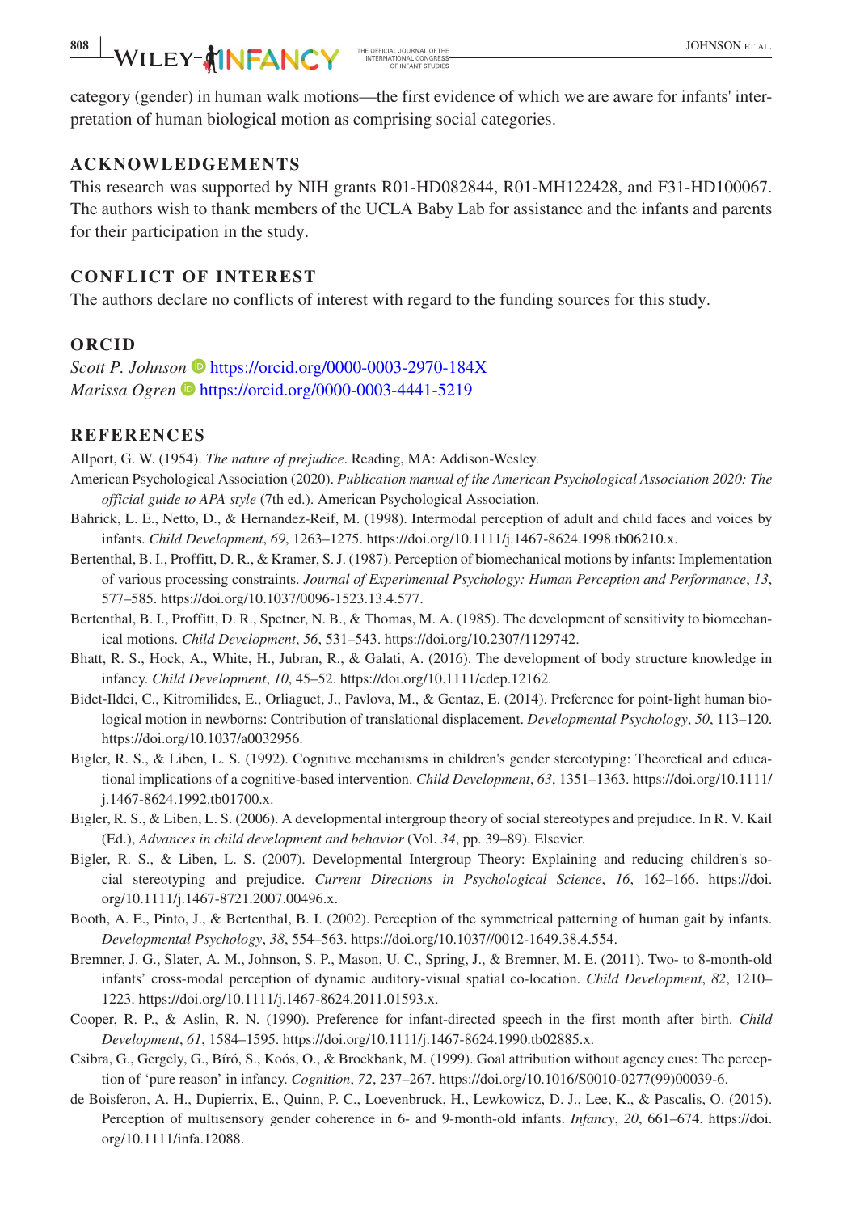category (gender) in human walk motions—the first evidence of which we are aware for infants' interpretation of human biological motion as comprising social categories.

## ACKNOWLEDGEMENTS

This research was supported by NIH grants R01-HD082844, R01-MH122428, and F31-HD100067. The authors wish to thank members of the UCLA Baby Lab for assistance and the infants and parents for their participation in the study.

## CONFLICT OF INTEREST

The authors declare no conflicts of interest with regard to the funding sources for this study.

## ORCID

*Scott P. Johnson* https://orcid.org/0000-0003-2970-184X
*Marissa Ogren* https://orcid.org/0000-0003-4441-5219

## REFERENCES

Allport, G. W. (1954). *The nature of prejudice*. Reading, MA: Addison-Wesley.

American Psychological Association (2020). *Publication manual of the American Psychological Association 2020: The official guide to APA style* (7th ed.). American Psychological Association.

Bahrick, L. E., Netto, D., & Hernandez-Reif, M. (1998). Intermodal perception of adult and child faces and voices by infants. *Child Development*, *69*, 1263–1275. https://doi.org/10.1111/j.1467-8624.1998.tb06210.x.

Bertenthal, B. I., Proffitt, D. R., & Kramer, S. J. (1987). Perception of biomechanical motions by infants: Implementation of various processing constraints. *Journal of Experimental Psychology: Human Perception and Performance*, *13*, 577–585. https://doi.org/10.1037/0096-1523.13.4.577.

Bertenthal, B. I., Proffitt, D. R., Spetner, N. B., & Thomas, M. A. (1985). The development of sensitivity to biomechanical motions. *Child Development*, *56*, 531–543. https://doi.org/10.2307/1129742.

Bhatt, R. S., Hock, A., White, H., Jubran, R., & Galati, A. (2016). The development of body structure knowledge in infancy. *Child Development*, *10*, 45–52. https://doi.org/10.1111/cdep.12162.

Bidet-Ildei, C., Kitromilides, E., Orliaguet, J., Pavlova, M., & Gentaz, E. (2014). Preference for point-light human biological motion in newborns: Contribution of translational displacement. *Developmental Psychology*, *50*, 113–120. https://doi.org/10.1037/a0032956.

Bigler, R. S., & Liben, L. S. (1992). Cognitive mechanisms in children's gender stereotyping: Theoretical and educational implications of a cognitive-based intervention. *Child Development*, *63*, 1351–1363. https://doi.org/10.1111/j.1467-8624.1992.tb01700.x.

Bigler, R. S., & Liben, L. S. (2006). A developmental intergroup theory of social stereotypes and prejudice. In R. V. Kail (Ed.), *Advances in child development and behavior* (Vol. *34*, pp. 39–89). Elsevier.

Bigler, R. S., & Liben, L. S. (2007). Developmental Intergroup Theory: Explaining and reducing children's social stereotyping and prejudice. *Current Directions in Psychological Science*, *16*, 162–166. https://doi.org/10.1111/j.1467-8721.2007.00496.x.

Booth, A. E., Pinto, J., & Bertenthal, B. I. (2002). Perception of the symmetrical patterning of human gait by infants. *Developmental Psychology*, *38*, 554–563. https://doi.org/10.1037//0012-1649.38.4.554.

Bremner, J. G., Slater, A. M., Johnson, S. P., Mason, U. C., Spring, J., & Bremner, M. E. (2011). Two- to 8-month-old infants' cross-modal perception of dynamic auditory-visual spatial co-location. *Child Development*, *82*, 1210–1223. https://doi.org/10.1111/j.1467-8624.2011.01593.x.

Cooper, R. P., & Aslin, R. N. (1990). Preference for infant-directed speech in the first month after birth. *Child Development*, *61*, 1584–1595. https://doi.org/10.1111/j.1467-8624.1990.tb02885.x.

Csibra, G., Gergely, G., Bíró, S., Koós, O., & Brockbank, M. (1999). Goal attribution without agency cues: The perception of 'pure reason' in infancy. *Cognition*, *72*, 237–267. https://doi.org/10.1016/S0010-0277(99)00039-6.

de Boisferon, A. H., Dupierrix, E., Quinn, P. C., Loevenbruck, H., Lewkowicz, D. J., Lee, K., & Pascalis, O. (2015). Perception of multisensory gender coherence in 6- and 9-month-old infants. *Infancy*, *20*, 661–674. https://doi.org/10.1111/infa.12088.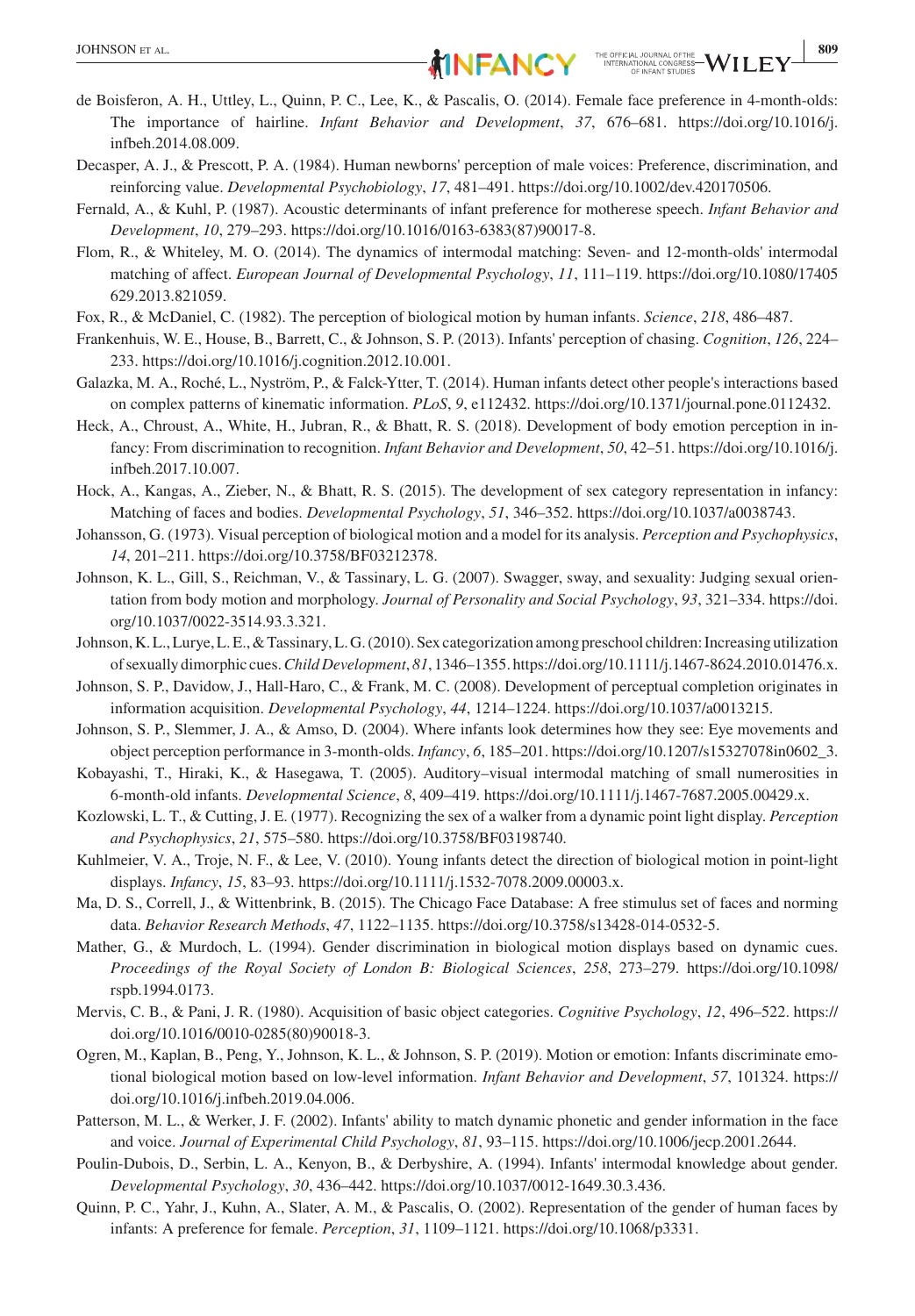de Boisferon, A. H., Uttley, L., Quinn, P. C., Lee, K., & Pascalis, O. (2014). Female face preference in 4-month-olds: The importance of hairline. *Infant Behavior and Development*, *37*, 676–681. https://doi.org/10.1016/j.infbeh.2014.08.009.

Decasper, A. J., & Prescott, P. A. (1984). Human newborns' perception of male voices: Preference, discrimination, and reinforcing value. *Developmental Psychobiology*, *17*, 481–491. https://doi.org/10.1002/dev.420170506.

Fernald, A., & Kuhl, P. (1987). Acoustic determinants of infant preference for motherese speech. *Infant Behavior and Development*, *10*, 279–293. https://doi.org/10.1016/0163-6383(87)90017-8.

Flom, R., & Whiteley, M. O. (2014). The dynamics of intermodal matching: Seven- and 12-month-olds' intermodal matching of affect. *European Journal of Developmental Psychology*, *11*, 111–119. https://doi.org/10.1080/17405629.2013.821059.

Fox, R., & McDaniel, C. (1982). The perception of biological motion by human infants. *Science*, *218*, 486–487.

Frankenhuis, W. E., House, B., Barrett, C., & Johnson, S. P. (2013). Infants' perception of chasing. *Cognition*, *126*, 224–233. https://doi.org/10.1016/j.cognition.2012.10.001.

Galazka, M. A., Roché, L., Nyström, P., & Falck-Ytter, T. (2014). Human infants detect other people's interactions based on complex patterns of kinematic information. *PLoS*, *9*, e112432. https://doi.org/10.1371/journal.pone.0112432.

Heck, A., Chroust, A., White, H., Jubran, R., & Bhatt, R. S. (2018). Development of body emotion perception in infancy: From discrimination to recognition. *Infant Behavior and Development*, *50*, 42–51. https://doi.org/10.1016/j.infbeh.2017.10.007.

Hock, A., Kangas, A., Zieber, N., & Bhatt, R. S. (2015). The development of sex category representation in infancy: Matching of faces and bodies. *Developmental Psychology*, *51*, 346–352. https://doi.org/10.1037/a0038743.

Johansson, G. (1973). Visual perception of biological motion and a model for its analysis. *Perception and Psychophysics*, *14*, 201–211. https://doi.org/10.3758/BF03212378.

Johnson, K. L., Gill, S., Reichman, V., & Tassinary, L. G. (2007). Swagger, sway, and sexuality: Judging sexual orientation from body motion and morphology. *Journal of Personality and Social Psychology*, *93*, 321–334. https://doi.org/10.1037/0022-3514.93.3.321.

Johnson, K. L., Lurye, L. E., & Tassinary, L. G. (2010). Sex categorization among preschool children: Increasing utilization of sexually dimorphic cues. *Child Development*, *81*, 1346–1355. https://doi.org/10.1111/j.1467-8624.2010.01476.x.

Johnson, S. P., Davidow, J., Hall-Haro, C., & Frank, M. C. (2008). Development of perceptual completion originates in information acquisition. *Developmental Psychology*, *44*, 1214–1224. https://doi.org/10.1037/a0013215.

Johnson, S. P., Slemmer, J. A., & Amso, D. (2004). Where infants look determines how they see: Eye movements and object perception performance in 3-month-olds. *Infancy*, *6*, 185–201. https://doi.org/10.1207/s15327078in0602_3.

Kobayashi, T., Hiraki, K., & Hasegawa, T. (2005). Auditory–visual intermodal matching of small numerosities in 6-month-old infants. *Developmental Science*, *8*, 409–419. https://doi.org/10.1111/j.1467-7687.2005.00429.x.

Kozlowski, L. T., & Cutting, J. E. (1977). Recognizing the sex of a walker from a dynamic point light display. *Perception and Psychophysics*, *21*, 575–580. https://doi.org/10.3758/BF03198740.

Kuhlmeier, V. A., Troje, N. F., & Lee, V. (2010). Young infants detect the direction of biological motion in point-light displays. *Infancy*, *15*, 83–93. https://doi.org/10.1111/j.1532-7078.2009.00003.x.

Ma, D. S., Correll, J., & Wittenbrink, B. (2015). The Chicago Face Database: A free stimulus set of faces and norming data. *Behavior Research Methods*, *47*, 1122–1135. https://doi.org/10.3758/s13428-014-0532-5.

Mather, G., & Murdoch, L. (1994). Gender discrimination in biological motion displays based on dynamic cues. *Proceedings of the Royal Society of London B: Biological Sciences*, *258*, 273–279. https://doi.org/10.1098/rspb.1994.0173.

Mervis, C. B., & Pani, J. R. (1980). Acquisition of basic object categories. *Cognitive Psychology*, *12*, 496–522. https://doi.org/10.1016/0010-0285(80)90018-3.

Ogren, M., Kaplan, B., Peng, Y., Johnson, K. L., & Johnson, S. P. (2019). Motion or emotion: Infants discriminate emotional biological motion based on low-level information. *Infant Behavior and Development*, *57*, 101324. https://doi.org/10.1016/j.infbeh.2019.04.006.

Patterson, M. L., & Werker, J. F. (2002). Infants' ability to match dynamic phonetic and gender information in the face and voice. *Journal of Experimental Child Psychology*, *81*, 93–115. https://doi.org/10.1006/jecp.2001.2644.

Poulin-Dubois, D., Serbin, L. A., Kenyon, B., & Derbyshire, A. (1994). Infants' intermodal knowledge about gender. *Developmental Psychology*, *30*, 436–442. https://doi.org/10.1037/0012-1649.30.3.436.

Quinn, P. C., Yahr, J., Kuhn, A., Slater, A. M., & Pascalis, O. (2002). Representation of the gender of human faces by infants: A preference for female. *Perception*, *31*, 1109–1121. https://doi.org/10.1068/p3331.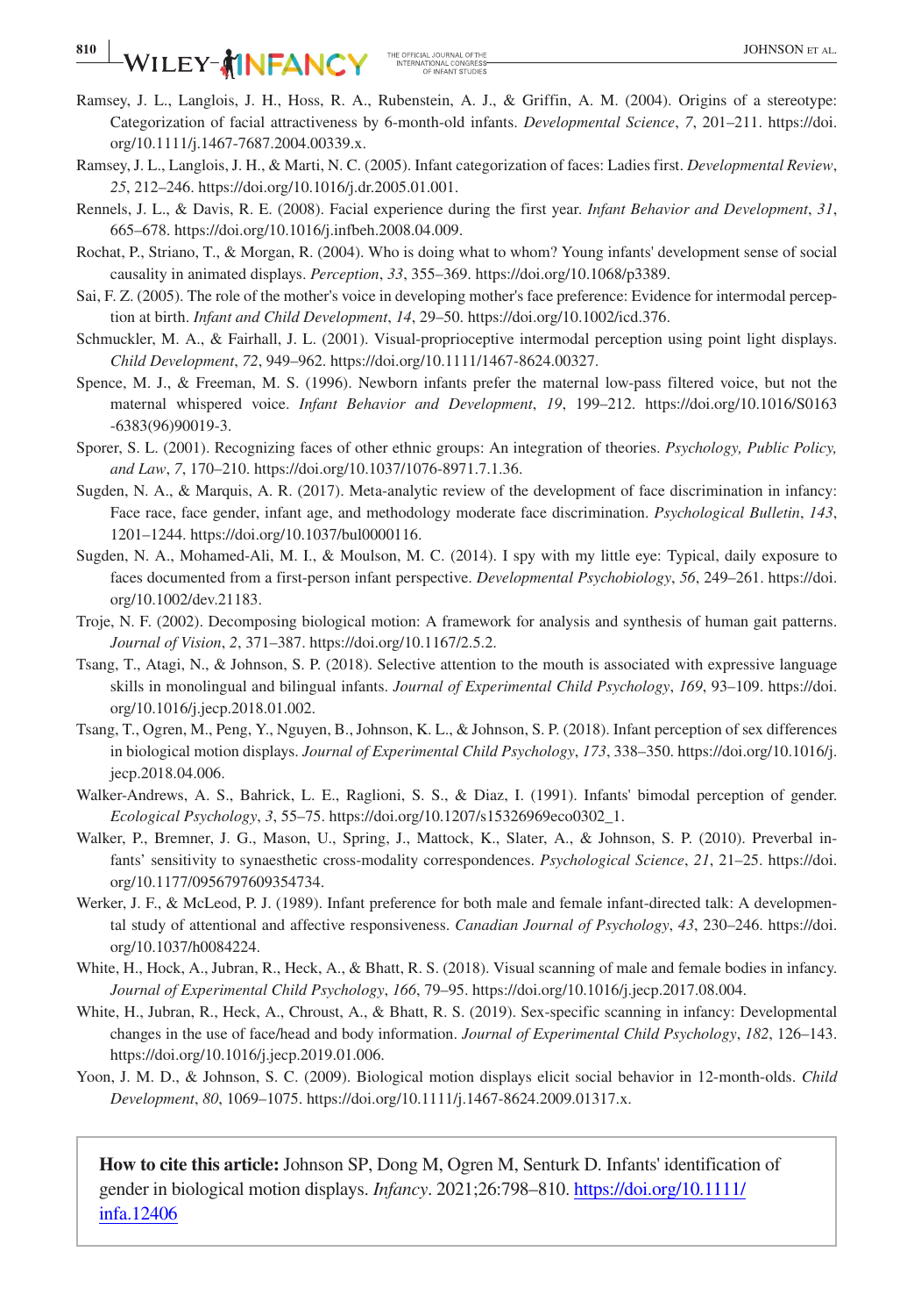Ramsey, J. L., Langlois, J. H., Hoss, R. A., Rubenstein, A. J., & Griffin, A. M. (2004). Origins of a stereotype: Categorization of facial attractiveness by 6-month-old infants. *Developmental Science*, *7*, 201–211. https://doi.org/10.1111/j.1467-7687.2004.00339.x.

Ramsey, J. L., Langlois, J. H., & Marti, N. C. (2005). Infant categorization of faces: Ladies first. *Developmental Review*, *25*, 212–246. https://doi.org/10.1016/j.dr.2005.01.001.

Rennels, J. L., & Davis, R. E. (2008). Facial experience during the first year. *Infant Behavior and Development*, *31*, 665–678. https://doi.org/10.1016/j.infbeh.2008.04.009.

Rochat, P., Striano, T., & Morgan, R. (2004). Who is doing what to whom? Young infants' development sense of social causality in animated displays. *Perception*, *33*, 355–369. https://doi.org/10.1068/p3389.

Sai, F. Z. (2005). The role of the mother's voice in developing mother's face preference: Evidence for intermodal perception at birth. *Infant and Child Development*, *14*, 29–50. https://doi.org/10.1002/icd.376.

Schmuckler, M. A., & Fairhall, J. L. (2001). Visual-proprioceptive intermodal perception using point light displays. *Child Development*, *72*, 949–962. https://doi.org/10.1111/1467-8624.00327.

Spence, M. J., & Freeman, M. S. (1996). Newborn infants prefer the maternal low-pass filtered voice, but not the maternal whispered voice. *Infant Behavior and Development*, *19*, 199–212. https://doi.org/10.1016/S0163-6383(96)90019-3.

Sporer, S. L. (2001). Recognizing faces of other ethnic groups: An integration of theories. *Psychology, Public Policy, and Law*, *7*, 170–210. https://doi.org/10.1037/1076-8971.7.1.36.

Sugden, N. A., & Marquis, A. R. (2017). Meta-analytic review of the development of face discrimination in infancy: Face race, face gender, infant age, and methodology moderate face discrimination. *Psychological Bulletin*, *143*, 1201–1244. https://doi.org/10.1037/bul0000116.

Sugden, N. A., Mohamed-Ali, M. I., & Moulson, M. C. (2014). I spy with my little eye: Typical, daily exposure to faces documented from a first-person infant perspective. *Developmental Psychobiology*, *56*, 249–261. https://doi.org/10.1002/dev.21183.

Troje, N. F. (2002). Decomposing biological motion: A framework for analysis and synthesis of human gait patterns. *Journal of Vision*, *2*, 371–387. https://doi.org/10.1167/2.5.2.

Tsang, T., Atagi, N., & Johnson, S. P. (2018). Selective attention to the mouth is associated with expressive language skills in monolingual and bilingual infants. *Journal of Experimental Child Psychology*, *169*, 93–109. https://doi.org/10.1016/j.jecp.2018.01.002.

Tsang, T., Ogren, M., Peng, Y., Nguyen, B., Johnson, K. L., & Johnson, S. P. (2018). Infant perception of sex differences in biological motion displays. *Journal of Experimental Child Psychology*, *173*, 338–350. https://doi.org/10.1016/j.jecp.2018.04.006.

Walker-Andrews, A. S., Bahrick, L. E., Raglioni, S. S., & Diaz, I. (1991). Infants' bimodal perception of gender. *Ecological Psychology*, *3*, 55–75. https://doi.org/10.1207/s15326969eco0302_1.

Walker, P., Bremner, J. G., Mason, U., Spring, J., Mattock, K., Slater, A., & Johnson, S. P. (2010). Preverbal infants' sensitivity to synaesthetic cross-modality correspondences. *Psychological Science*, *21*, 21–25. https://doi.org/10.1177/0956797609354734.

Werker, J. F., & McLeod, P. J. (1989). Infant preference for both male and female infant-directed talk: A developmental study of attentional and affective responsiveness. *Canadian Journal of Psychology*, *43*, 230–246. https://doi.org/10.1037/h0084224.

White, H., Hock, A., Jubran, R., Heck, A., & Bhatt, R. S. (2018). Visual scanning of male and female bodies in infancy. *Journal of Experimental Child Psychology*, *166*, 79–95. https://doi.org/10.1016/j.jecp.2017.08.004.

White, H., Jubran, R., Heck, A., Chroust, A., & Bhatt, R. S. (2019). Sex-specific scanning in infancy: Developmental changes in the use of face/head and body information. *Journal of Experimental Child Psychology*, *182*, 126–143. https://doi.org/10.1016/j.jecp.2019.01.006.

Yoon, J. M. D., & Johnson, S. C. (2009). Biological motion displays elicit social behavior in 12-month-olds. *Child Development*, *80*, 1069–1075. https://doi.org/10.1111/j.1467-8624.2009.01317.x.

**How to cite this article:** Johnson SP, Dong M, Ogren M, Senturk D. Infants' identification of gender in biological motion displays. *Infancy*. 2021;26:798–810. https://doi.org/10.1111/infa.12406